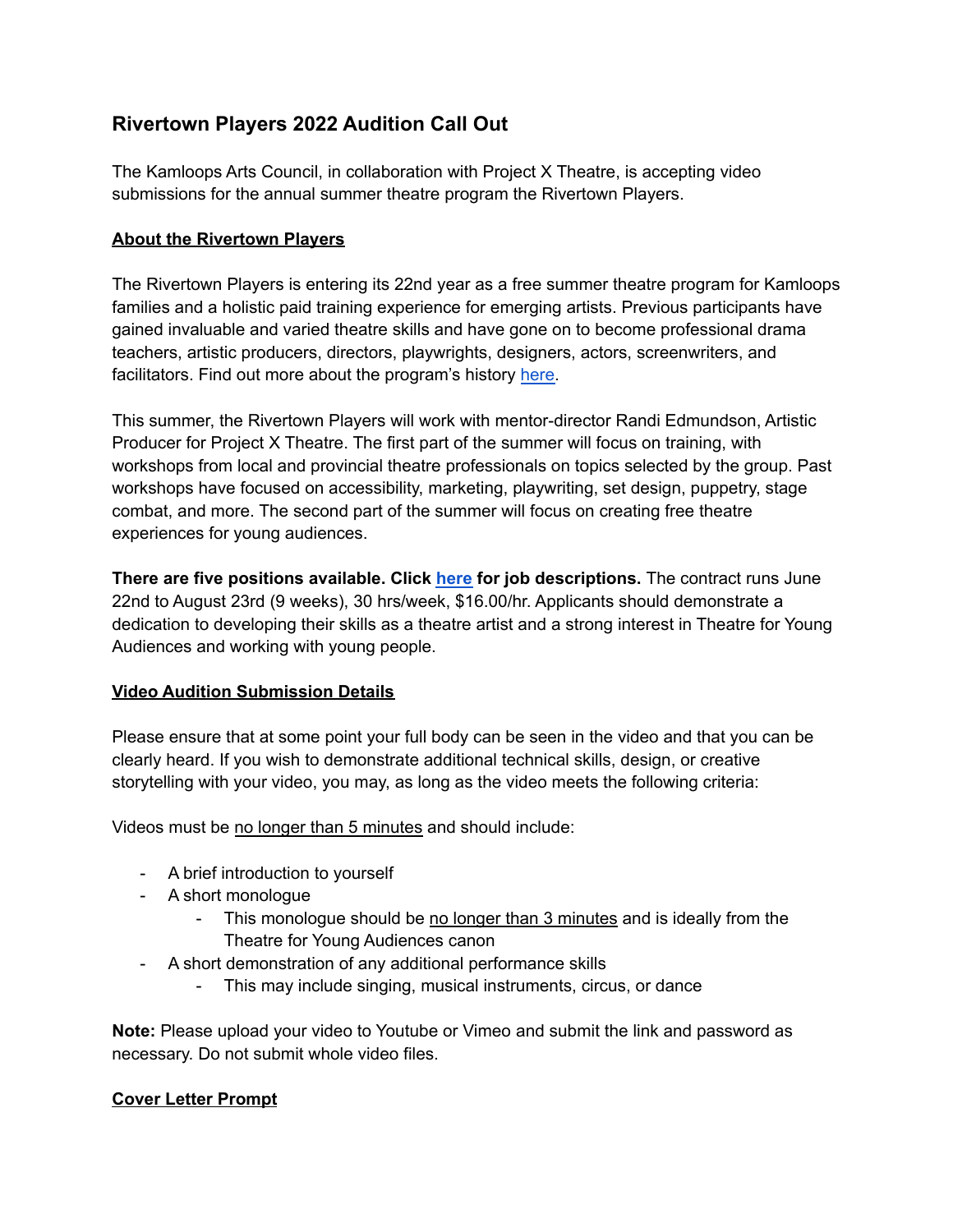# Rivertown Players 2022 Audition Call Out

The Kamloops Arts Council, in collaboration with Project X Theatre, is accepting video submissions for the annual summer theatre program the Rivertown Players.

## About the Rivertown Players

The Rivertown Players is entering its 22nd year as a free summer theatre program for Kamloops families and a holistic paid training experience for emerging artists. Previous participants have gained invaluable and varied theatre skills and have gone on to become professional drama teachers, artistic producers, directors, playwrights, designers, actors, screenwriters, and facilitators. Find out more about the program's history here.

This summer, the Rivertown Players will work with mentor-director Randi Edmundson, Artistic Producer for Project X Theatre. The first part of the summer will focus on training, with workshops from local and provincial theatre professionals on topics selected by the group. Past workshops have focused on accessibility, marketing, playwriting, set design, puppetry, stage combat, and more. The second part of the summer will focus on creating free theatre experiences for young audiences.

**There are five positions available. Click here for job descriptions.** The contract runs June 22nd to August 23rd (9 weeks), 30 hrs/week, $16.00/hr. Applicants should demonstrate a dedication to developing their skills as a theatre artist and a strong interest in Theatre for Young Audiences and working with young people.

## Video Audition Submission Details

Please ensure that at some point your full body can be seen in the video and that you can be clearly heard. If you wish to demonstrate additional technical skills, design, or creative storytelling with your video, you may, as long as the video meets the following criteria:

Videos must be no longer than 5 minutes and should include:

- A brief introduction to yourself
- A short monologue
    - This monologue should be no longer than 3 minutes and is ideally from the Theatre for Young Audiences canon
- A short demonstration of any additional performance skills
    - This may include singing, musical instruments, circus, or dance

**Note:** Please upload your video to Youtube or Vimeo and submit the link and password as necessary. Do not submit whole video files.

## Cover Letter Prompt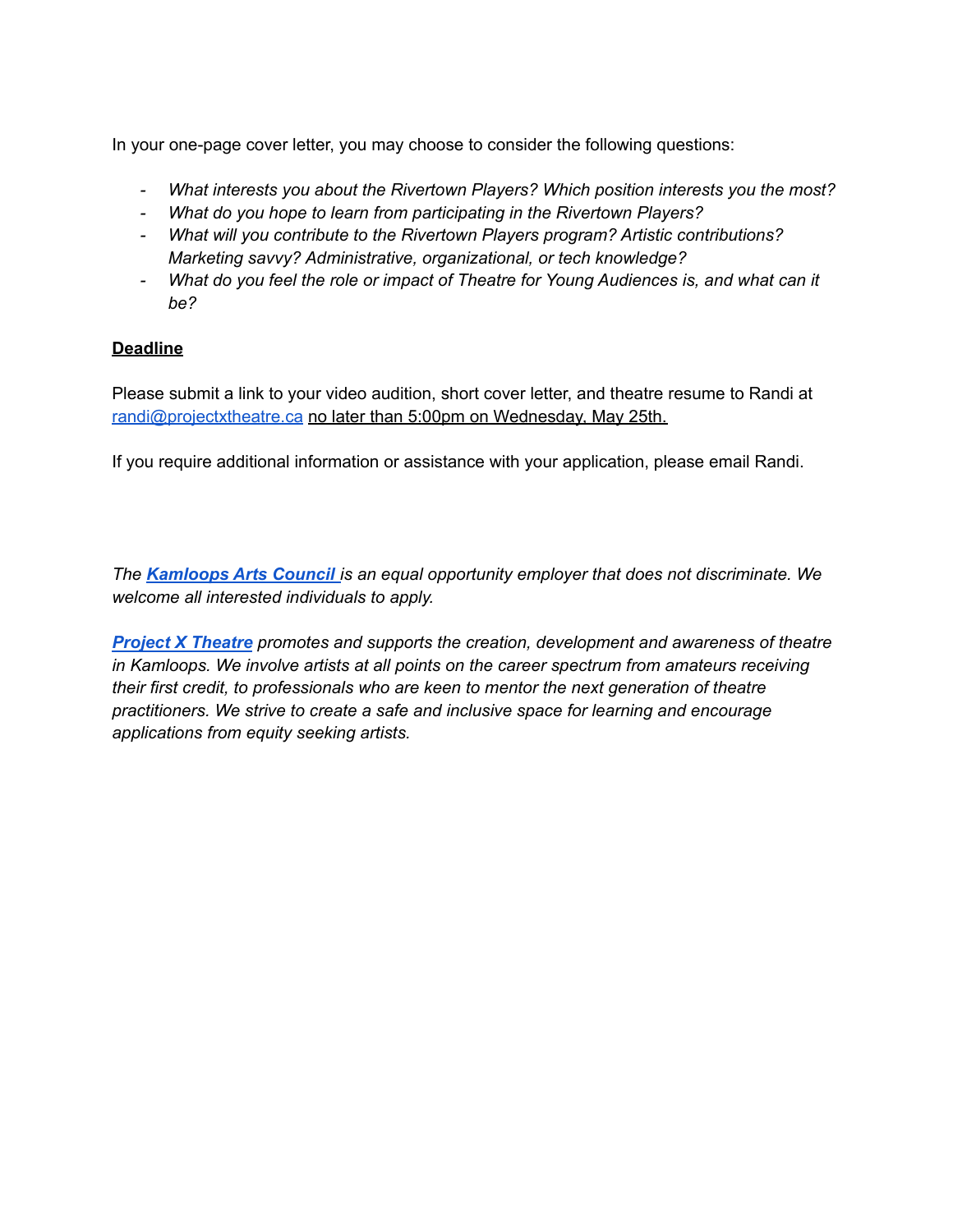In your one-page cover letter, you may choose to consider the following questions:

- *What interests you about the Rivertown Players? Which position interests you the most?*
- *What do you hope to learn from participating in the Rivertown Players?*
- *What will you contribute to the Rivertown Players program? Artistic contributions? Marketing savvy? Administrative, organizational, or tech knowledge?*
- *What do you feel the role or impact of Theatre for Young Audiences is, and what can it be?*

**<u>Deadline</u>**

Please submit a link to your video audition, short cover letter, and theatre resume to Randi at randi@projectxtheatre.ca <u>no later than 5:00pm on Wednesday, May 25th.</u>

If you require additional information or assistance with your application, please email Randi.

*The **Kamloops Arts Council** is an equal opportunity employer that does not discriminate. We welcome all interested individuals to apply.*

***Project X Theatre** promotes and supports the creation, development and awareness of theatre in Kamloops. We involve artists at all points on the career spectrum from amateurs receiving their first credit, to professionals who are keen to mentor the next generation of theatre practitioners. We strive to create a safe and inclusive space for learning and encourage applications from equity seeking artists.*